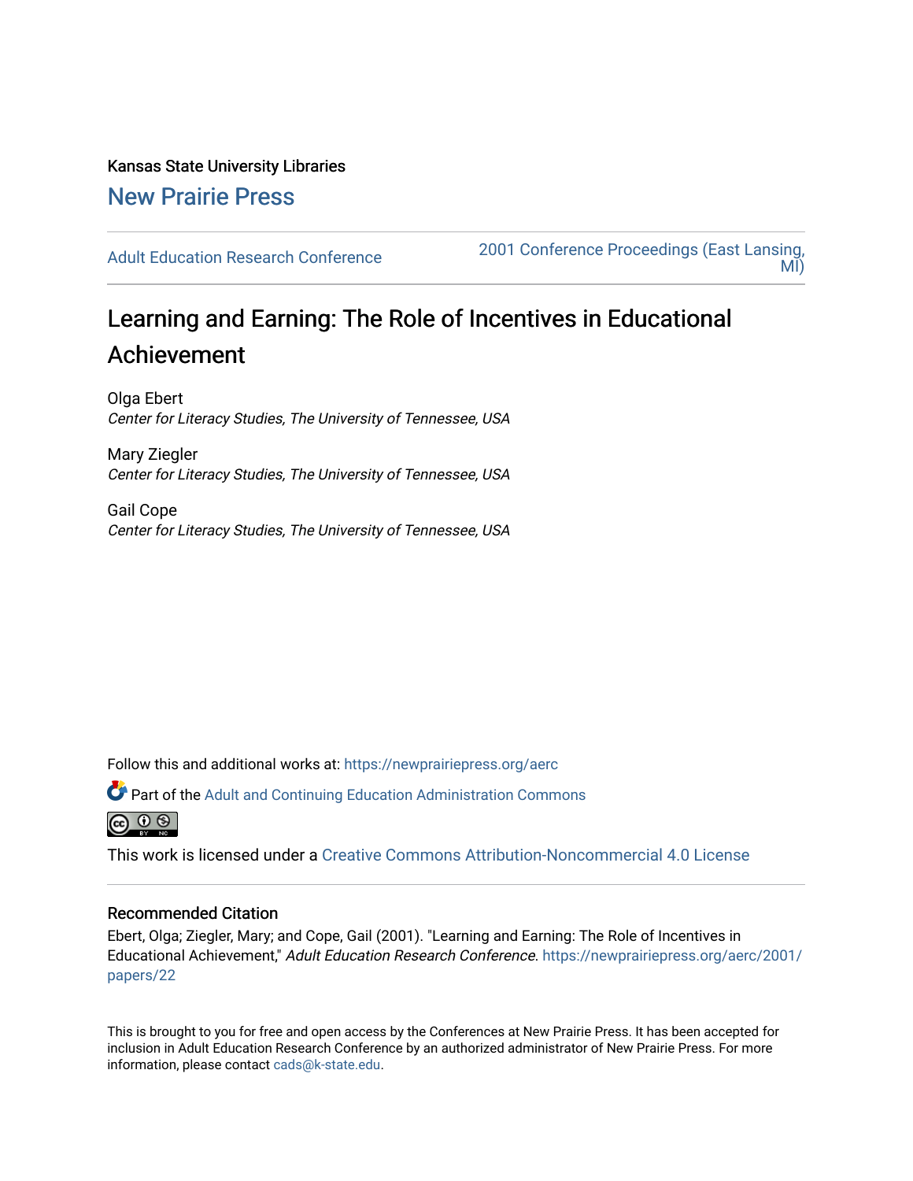Kansas State University Libraries

New Prairie Press

Adult Education Research Conference

2001 Conference Proceedings (East Lansing, MI)

# Learning and Earning: The Role of Incentives in Educational Achievement

Olga Ebert
*Center for Literacy Studies, The University of Tennessee, USA*

Mary Ziegler
*Center for Literacy Studies, The University of Tennessee, USA*

Gail Cope
*Center for Literacy Studies, The University of Tennessee, USA*

Follow this and additional works at: https://newprairiepress.org/aerc

Part of the Adult and Continuing Education Administration Commons

This work is licensed under a Creative Commons Attribution-Noncommercial 4.0 License

## Recommended Citation

Ebert, Olga; Ziegler, Mary; and Cope, Gail (2001). "Learning and Earning: The Role of Incentives in Educational Achievement," *Adult Education Research Conference*. https://newprairiepress.org/aerc/2001/papers/22

This is brought to you for free and open access by the Conferences at New Prairie Press. It has been accepted for inclusion in Adult Education Research Conference by an authorized administrator of New Prairie Press. For more information, please contact cads@k-state.edu.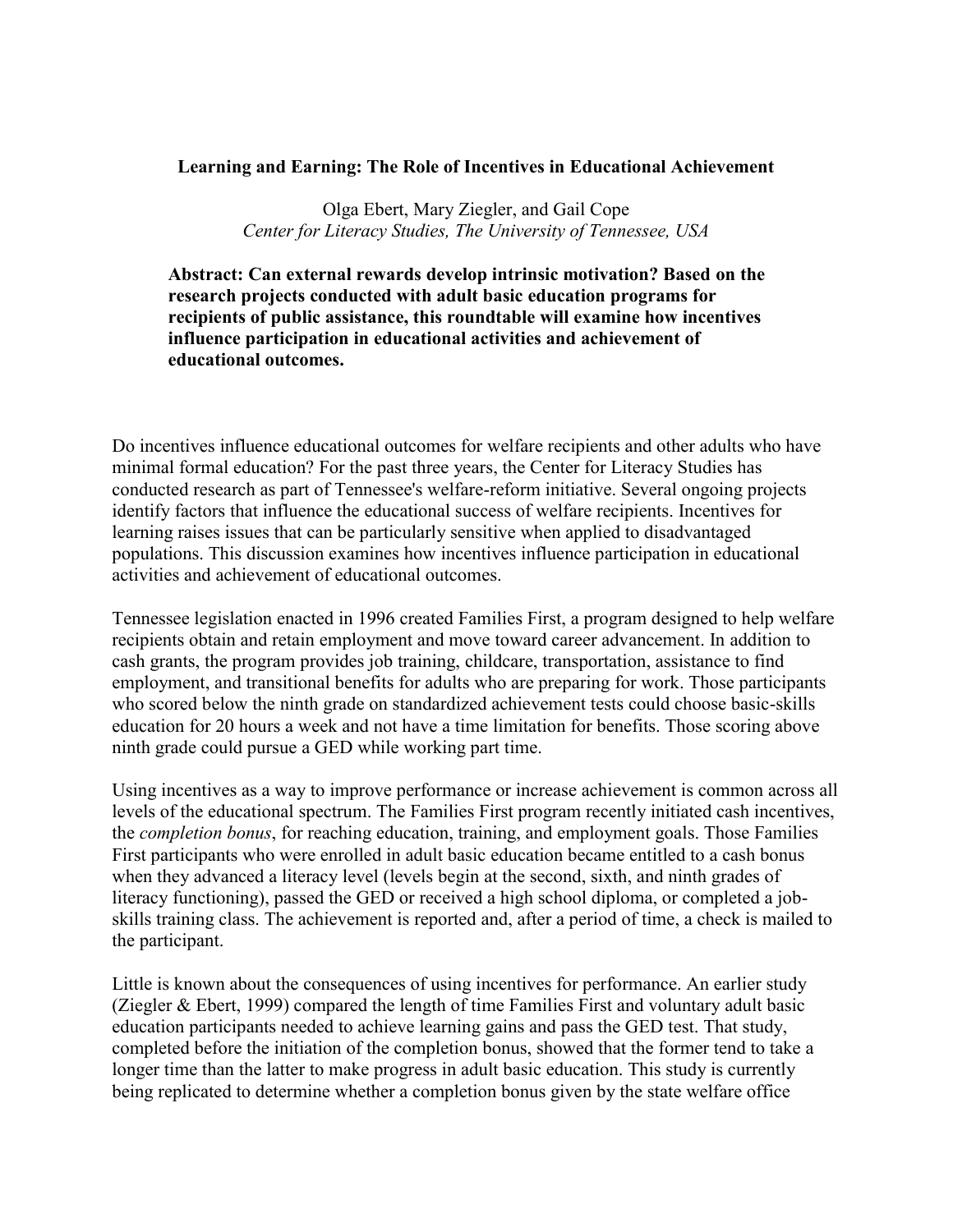**Learning and Earning: The Role of Incentives in Educational Achievement**

Olga Ebert, Mary Ziegler, and Gail Cope
*Center for Literacy Studies, The University of Tennessee, USA*

**Abstract: Can external rewards develop intrinsic motivation? Based on the research projects conducted with adult basic education programs for recipients of public assistance, this roundtable will examine how incentives influence participation in educational activities and achievement of educational outcomes.**

Do incentives influence educational outcomes for welfare recipients and other adults who have minimal formal education? For the past three years, the Center for Literacy Studies has conducted research as part of Tennessee's welfare-reform initiative. Several ongoing projects identify factors that influence the educational success of welfare recipients. Incentives for learning raises issues that can be particularly sensitive when applied to disadvantaged populations. This discussion examines how incentives influence participation in educational activities and achievement of educational outcomes.

Tennessee legislation enacted in 1996 created Families First, a program designed to help welfare recipients obtain and retain employment and move toward career advancement. In addition to cash grants, the program provides job training, childcare, transportation, assistance to find employment, and transitional benefits for adults who are preparing for work. Those participants who scored below the ninth grade on standardized achievement tests could choose basic-skills education for 20 hours a week and not have a time limitation for benefits. Those scoring above ninth grade could pursue a GED while working part time.

Using incentives as a way to improve performance or increase achievement is common across all levels of the educational spectrum. The Families First program recently initiated cash incentives, the *completion bonus*, for reaching education, training, and employment goals. Those Families First participants who were enrolled in adult basic education became entitled to a cash bonus when they advanced a literacy level (levels begin at the second, sixth, and ninth grades of literacy functioning), passed the GED or received a high school diploma, or completed a job-skills training class. The achievement is reported and, after a period of time, a check is mailed to the participant.

Little is known about the consequences of using incentives for performance. An earlier study (Ziegler & Ebert, 1999) compared the length of time Families First and voluntary adult basic education participants needed to achieve learning gains and pass the GED test. That study, completed before the initiation of the completion bonus, showed that the former tend to take a longer time than the latter to make progress in adult basic education. This study is currently being replicated to determine whether a completion bonus given by the state welfare office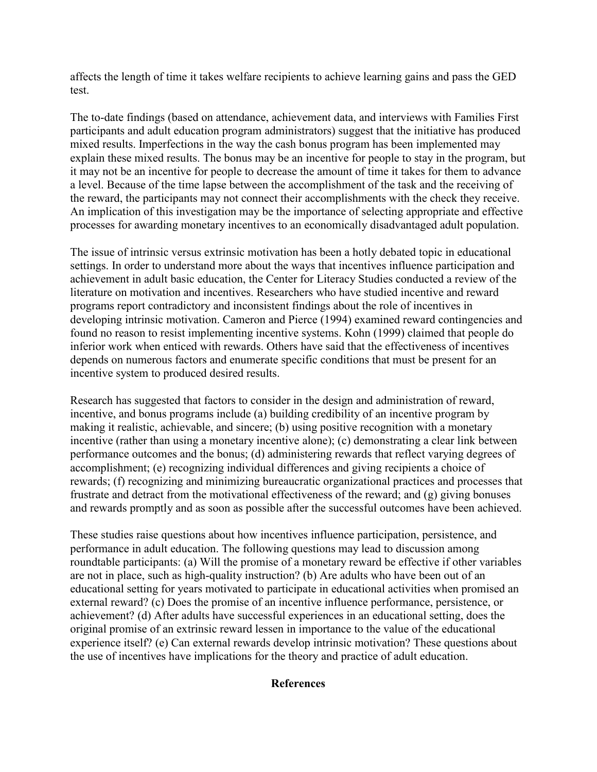affects the length of time it takes welfare recipients to achieve learning gains and pass the GED test.

The to-date findings (based on attendance, achievement data, and interviews with Families First participants and adult education program administrators) suggest that the initiative has produced mixed results. Imperfections in the way the cash bonus program has been implemented may explain these mixed results. The bonus may be an incentive for people to stay in the program, but it may not be an incentive for people to decrease the amount of time it takes for them to advance a level. Because of the time lapse between the accomplishment of the task and the receiving of the reward, the participants may not connect their accomplishments with the check they receive. An implication of this investigation may be the importance of selecting appropriate and effective processes for awarding monetary incentives to an economically disadvantaged adult population.

The issue of intrinsic versus extrinsic motivation has been a hotly debated topic in educational settings. In order to understand more about the ways that incentives influence participation and achievement in adult basic education, the Center for Literacy Studies conducted a review of the literature on motivation and incentives. Researchers who have studied incentive and reward programs report contradictory and inconsistent findings about the role of incentives in developing intrinsic motivation. Cameron and Pierce (1994) examined reward contingencies and found no reason to resist implementing incentive systems. Kohn (1999) claimed that people do inferior work when enticed with rewards. Others have said that the effectiveness of incentives depends on numerous factors and enumerate specific conditions that must be present for an incentive system to produced desired results.

Research has suggested that factors to consider in the design and administration of reward, incentive, and bonus programs include (a) building credibility of an incentive program by making it realistic, achievable, and sincere; (b) using positive recognition with a monetary incentive (rather than using a monetary incentive alone); (c) demonstrating a clear link between performance outcomes and the bonus; (d) administering rewards that reflect varying degrees of accomplishment; (e) recognizing individual differences and giving recipients a choice of rewards; (f) recognizing and minimizing bureaucratic organizational practices and processes that frustrate and detract from the motivational effectiveness of the reward; and (g) giving bonuses and rewards promptly and as soon as possible after the successful outcomes have been achieved.

These studies raise questions about how incentives influence participation, persistence, and performance in adult education. The following questions may lead to discussion among roundtable participants: (a) Will the promise of a monetary reward be effective if other variables are not in place, such as high-quality instruction? (b) Are adults who have been out of an educational setting for years motivated to participate in educational activities when promised an external reward? (c) Does the promise of an incentive influence performance, persistence, or achievement? (d) After adults have successful experiences in an educational setting, does the original promise of an extrinsic reward lessen in importance to the value of the educational experience itself? (e) Can external rewards develop intrinsic motivation? These questions about the use of incentives have implications for the theory and practice of adult education.

## References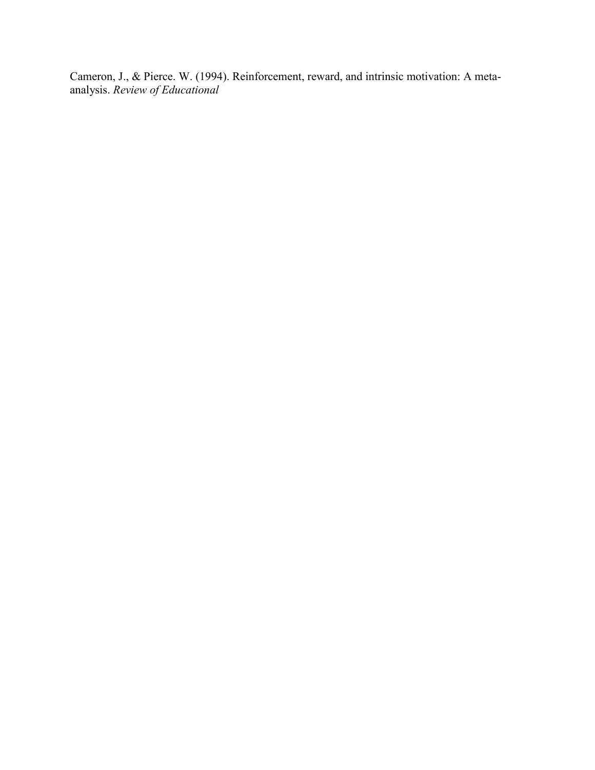Cameron, J., & Pierce. W. (1994). Reinforcement, reward, and intrinsic motivation: A meta-analysis. *Review of Educational*